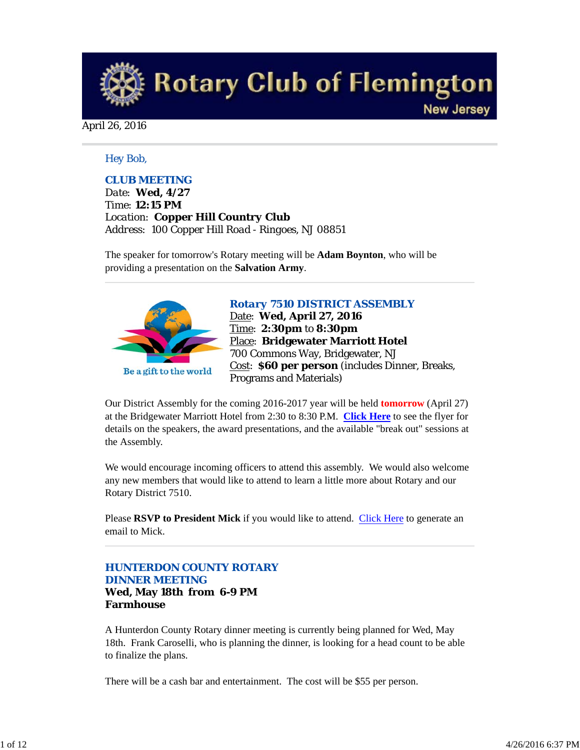# Rotary Club of Flemington

New Jersey

April 26, 2016

Hey Bob,

### CLUB MEETING

Date: **Wed, 4/27**
Time: **12:15 PM**
Location: **Copper Hill Country Club**
Address: 100 Copper Hill Road - Ringoes, NJ 08851

The speaker for tomorrow's Rotary meeting will be **Adam Boynton**, who will be providing a presentation on the **Salvation Army**.

---

Be a gift to the world

### Rotary 7510 DISTRICT ASSEMBLY

Date: **Wed, April 27, 2016**
Time: **2:30pm** to **8:30pm**
Place: **Bridgewater Marriott Hotel**
700 Commons Way, Bridgewater, NJ
Cost: **$60 per person** (includes Dinner, Breaks, Programs and Materials)

Our District Assembly for the coming 2016-2017 year will be held **tomorrow** (April 27) at the Bridgewater Marriott Hotel from 2:30 to 8:30 P.M. **Click Here** to see the flyer for details on the speakers, the award presentations, and the available "break out" sessions at the Assembly.

We would encourage incoming officers to attend this assembly. We would also welcome any new members that would like to attend to learn a little more about Rotary and our Rotary District 7510.

Please **RSVP to President Mick** if you would like to attend. Click Here to generate an email to Mick.

---

### HUNTERDON COUNTY ROTARY DINNER MEETING

**Wed, May 18th from 6-9 PM**
**Farmhouse**

A Hunterdon County Rotary dinner meeting is currently being planned for Wed, May 18th. Frank Caroselli, who is planning the dinner, is looking for a head count to be able to finalize the plans.

There will be a cash bar and entertainment. The cost will be $55 per person.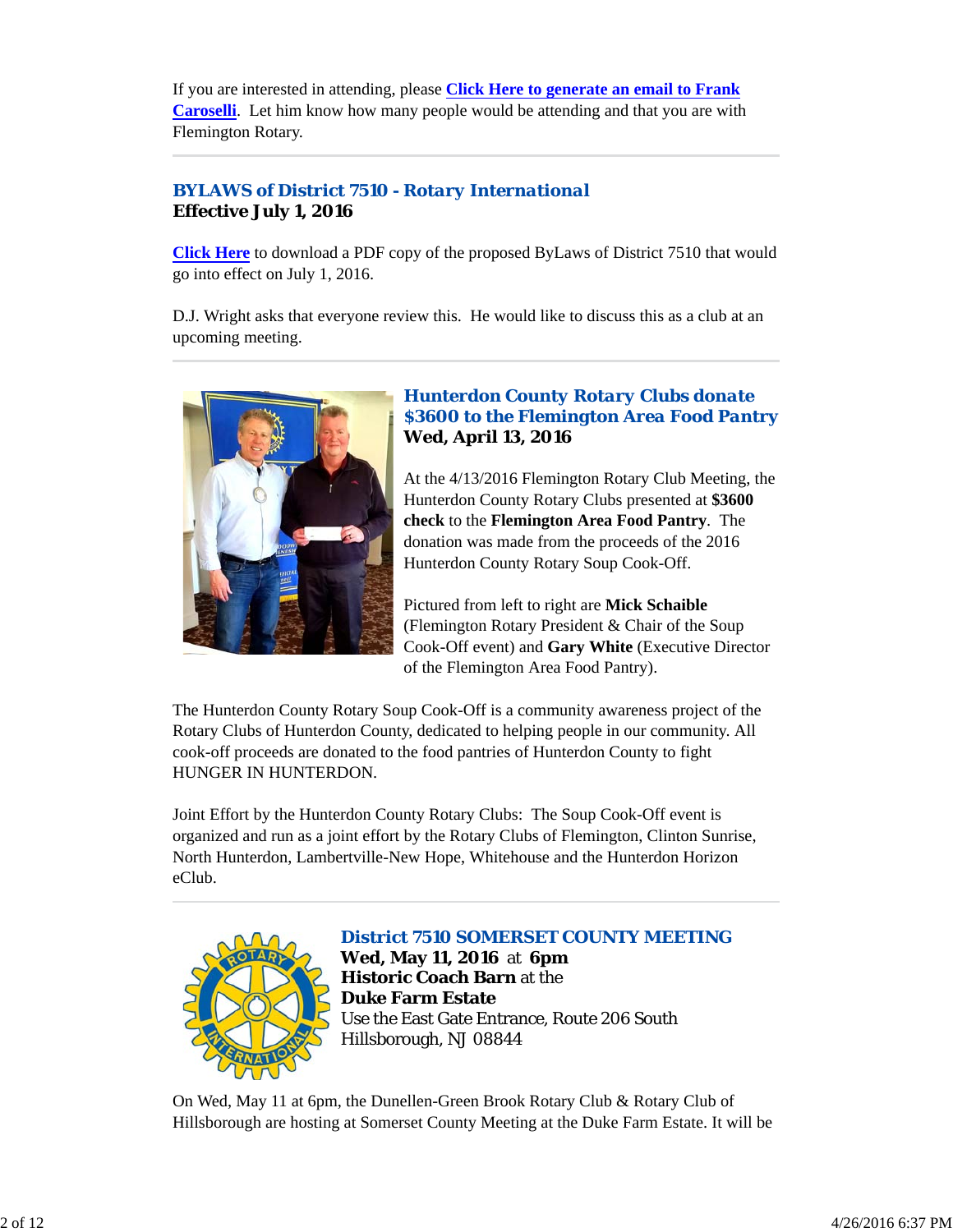If you are interested in attending, please **Click Here to generate an email to Frank Caroselli**. Let him know how many people would be attending and that you are with Flemington Rotary.

---

## BYLAWS of District 7510 - Rotary International
**Effective July 1, 2016**

**Click Here** to download a PDF copy of the proposed ByLaws of District 7510 that would go into effect on July 1, 2016.

D.J. Wright asks that everyone review this. He would like to discuss this as a club at an upcoming meeting.

---

## Hunterdon County Rotary Clubs donate $3600 to the Flemington Area Food Pantry
**Wed, April 13, 2016**

At the 4/13/2016 Flemington Rotary Club Meeting, the Hunterdon County Rotary Clubs presented at **$3600 check** to the **Flemington Area Food Pantry**. The donation was made from the proceeds of the 2016 Hunterdon County Rotary Soup Cook-Off.

Pictured from left to right are **Mick Schaible** (Flemington Rotary President & Chair of the Soup Cook-Off event) and **Gary White** (Executive Director of the Flemington Area Food Pantry).

The Hunterdon County Rotary Soup Cook-Off is a community awareness project of the Rotary Clubs of Hunterdon County, dedicated to helping people in our community. All cook-off proceeds are donated to the food pantries of Hunterdon County to fight HUNGER IN HUNTERDON.

Joint Effort by the Hunterdon County Rotary Clubs: The Soup Cook-Off event is organized and run as a joint effort by the Rotary Clubs of Flemington, Clinton Sunrise, North Hunterdon, Lambertville-New Hope, Whitehouse and the Hunterdon Horizon eClub.

---

## District 7510 SOMERSET COUNTY MEETING
**Wed, May 11, 2016** at **6pm**
**Historic Coach Barn** at the
**Duke Farm Estate**
Use the East Gate Entrance, Route 206 South
Hillsborough, NJ 08844

On Wed, May 11 at 6pm, the Dunellen-Green Brook Rotary Club & Rotary Club of Hillsborough are hosting at Somerset County Meeting at the Duke Farm Estate. It will be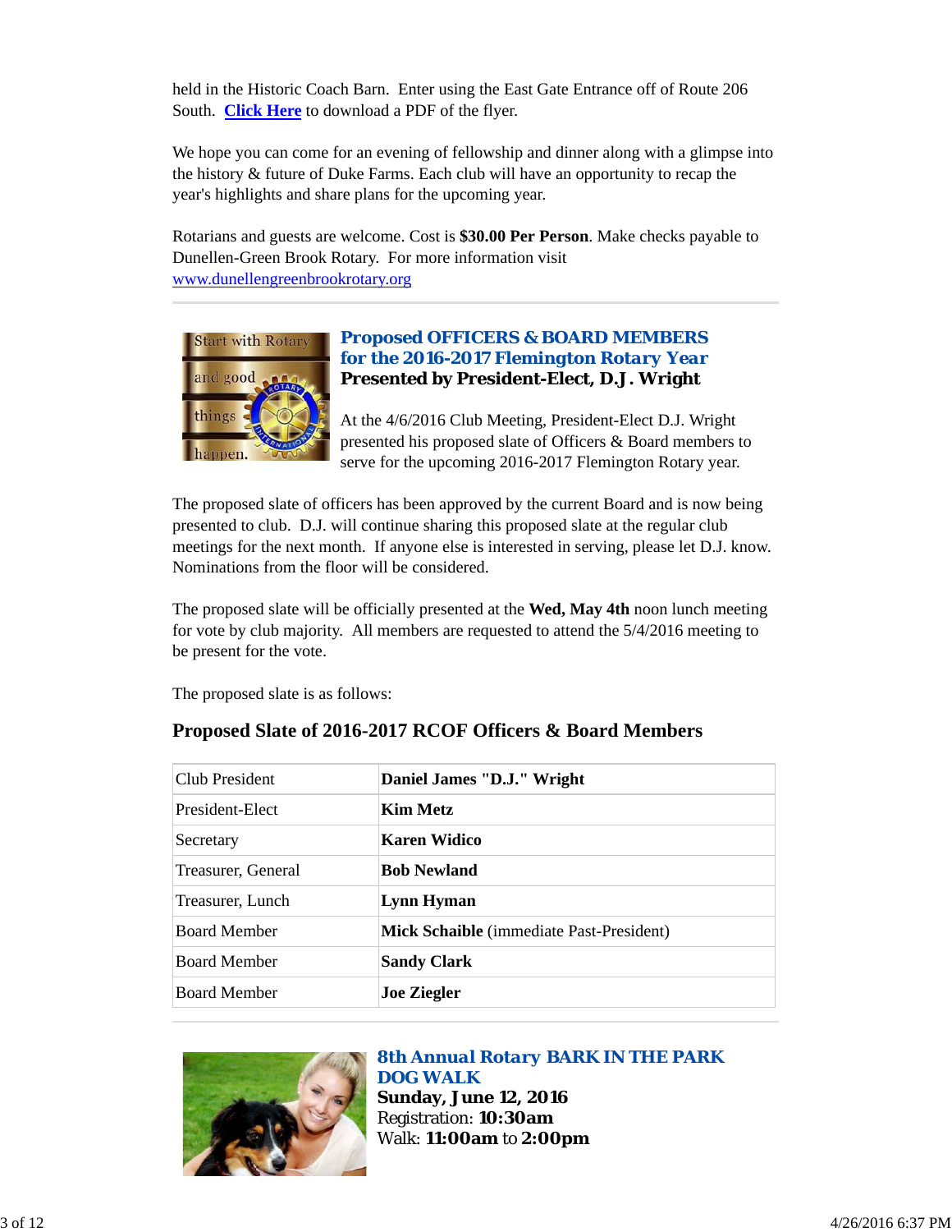held in the Historic Coach Barn. Enter using the East Gate Entrance off of Route 206 South. **Click Here** to download a PDF of the flyer.

We hope you can come for an evening of fellowship and dinner along with a glimpse into the history & future of Duke Farms. Each club will have an opportunity to recap the year's highlights and share plans for the upcoming year.

Rotarians and guests are welcome. Cost is **$30.00 Per Person**. Make checks payable to Dunellen-Green Brook Rotary. For more information visit www.dunellengreenbrookrotary.org

---

## *Proposed OFFICERS & BOARD MEMBERS for the 2016-2017 Flemington Rotary Year*
### Presented by President-Elect, D.J. Wright

At the 4/6/2016 Club Meeting, President-Elect D.J. Wright presented his proposed slate of Officers & Board members to serve for the upcoming 2016-2017 Flemington Rotary year.

The proposed slate of officers has been approved by the current Board and is now being presented to club. D.J. will continue sharing this proposed slate at the regular club meetings for the next month. If anyone else is interested in serving, please let D.J. know. Nominations from the floor will be considered.

The proposed slate will be officially presented at the **Wed, May 4th** noon lunch meeting for vote by club majority. All members are requested to attend the 5/4/2016 meeting to be present for the vote.

The proposed slate is as follows:

### Proposed Slate of 2016-2017 RCOF Officers & Board Members

| | |
|---|---|
| Club President | **Daniel James "D.J." Wright** |
| President-Elect | **Kim Metz** |
| Secretary | **Karen Widico** |
| Treasurer, General | **Bob Newland** |
| Treasurer, Lunch | **Lynn Hyman** |
| Board Member | **Mick Schaible** (immediate Past-President) |
| Board Member | **Sandy Clark** |
| Board Member | **Joe Ziegler** |

---

## *8th Annual Rotary BARK IN THE PARK DOG WALK*
**Sunday, June 12, 2016**
Registration: **10:30am**
Walk: **11:00am** to **2:00pm**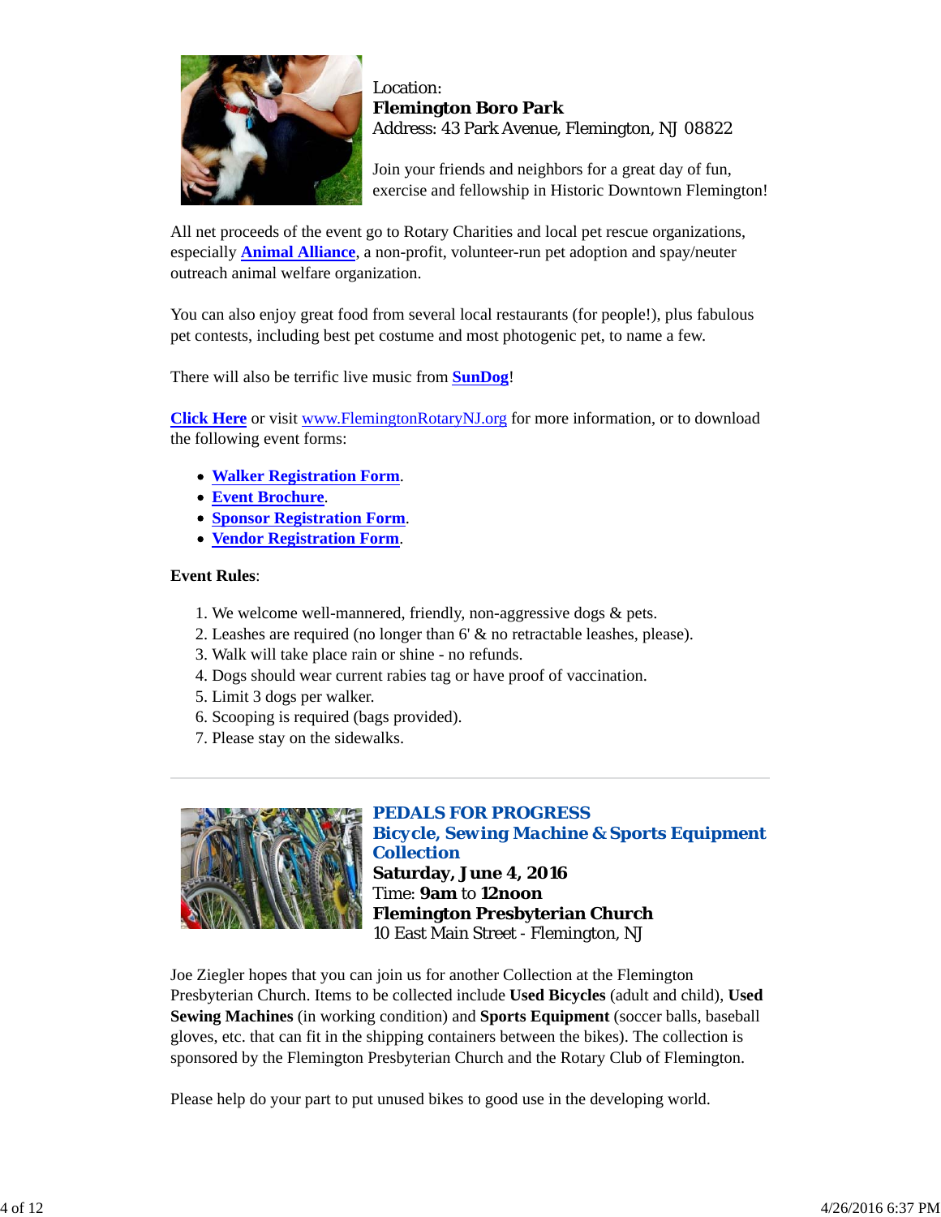Location:
**Flemington Boro Park**
Address: 43 Park Avenue, Flemington, NJ 08822

Join your friends and neighbors for a great day of fun, exercise and fellowship in Historic Downtown Flemington!

All net proceeds of the event go to Rotary Charities and local pet rescue organizations, especially **Animal Alliance**, a non-profit, volunteer-run pet adoption and spay/neuter outreach animal welfare organization.

You can also enjoy great food from several local restaurants (for people!), plus fabulous pet contests, including best pet costume and most photogenic pet, to name a few.

There will also be terrific live music from **SunDog**!

**Click Here** or visit www.FlemingtonRotaryNJ.org for more information, or to download the following event forms:

- **Walker Registration Form**.
- **Event Brochure**.
- **Sponsor Registration Form**.
- **Vendor Registration Form**.

**Event Rules**:

1. We welcome well-mannered, friendly, non-aggressive dogs & pets.
2. Leashes are required (no longer than 6' & no retractable leashes, please).
3. Walk will take place rain or shine - no refunds.
4. Dogs should wear current rabies tag or have proof of vaccination.
5. Limit 3 dogs per walker.
6. Scooping is required (bags provided).
7. Please stay on the sidewalks.

---

## PEDALS FOR PROGRESS
## Bicycle, Sewing Machine & Sports Equipment Collection

**Saturday, June 4, 2016**
Time: **9am** to **12noon**
**Flemington Presbyterian Church**
10 East Main Street - Flemington, NJ

Joe Ziegler hopes that you can join us for another Collection at the Flemington Presbyterian Church. Items to be collected include **Used Bicycles** (adult and child), **Used Sewing Machines** (in working condition) and **Sports Equipment** (soccer balls, baseball gloves, etc. that can fit in the shipping containers between the bikes). The collection is sponsored by the Flemington Presbyterian Church and the Rotary Club of Flemington.

Please help do your part to put unused bikes to good use in the developing world.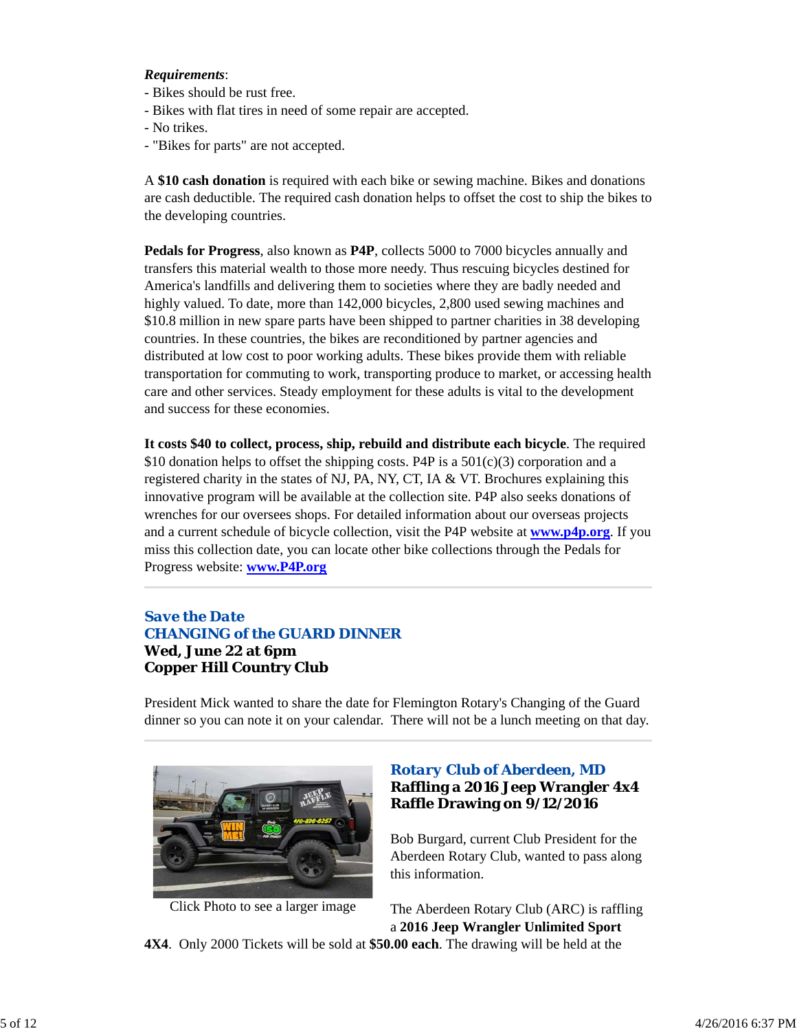***Requirements***:
- Bikes should be rust free.
- Bikes with flat tires in need of some repair are accepted.
- No trikes.
- "Bikes for parts" are not accepted.

A **$10 cash donation** is required with each bike or sewing machine. Bikes and donations are cash deductible. The required cash donation helps to offset the cost to ship the bikes to the developing countries.

**Pedals for Progress**, also known as **P4P**, collects 5000 to 7000 bicycles annually and transfers this material wealth to those more needy. Thus rescuing bicycles destined for America's landfills and delivering them to societies where they are badly needed and highly valued. To date, more than 142,000 bicycles, 2,800 used sewing machines and $10.8 million in new spare parts have been shipped to partner charities in 38 developing countries. In these countries, the bikes are reconditioned by partner agencies and distributed at low cost to poor working adults. These bikes provide them with reliable transportation for commuting to work, transporting produce to market, or accessing health care and other services. Steady employment for these adults is vital to the development and success for these economies.

**It costs $40 to collect, process, ship, rebuild and distribute each bicycle**. The required $10 donation helps to offset the shipping costs. P4P is a 501(c)(3) corporation and a registered charity in the states of NJ, PA, NY, CT, IA & VT. Brochures explaining this innovative program will be available at the collection site. P4P also seeks donations of wrenches for our oversees shops. For detailed information about our overseas projects and a current schedule of bicycle collection, visit the P4P website at **www.p4p.org**. If you miss this collection date, you can locate other bike collections through the Pedals for Progress website: **www.P4P.org**

---

## Save the Date
## CHANGING of the GUARD DINNER
**Wed, June 22 at 6pm**
**Copper Hill Country Club**

President Mick wanted to share the date for Flemington Rotary's Changing of the Guard dinner so you can note it on your calendar. There will not be a lunch meeting on that day.

---

Click Photo to see a larger image

## Rotary Club of Aberdeen, MD
**Raffling a 2016 Jeep Wrangler 4x4**
**Raffle Drawing on 9/12/2016**

Bob Burgard, current Club President for the Aberdeen Rotary Club, wanted to pass along this information.

The Aberdeen Rotary Club (ARC) is raffling a **2016 Jeep Wrangler Unlimited Sport 4X4**. Only 2000 Tickets will be sold at **$50.00 each**. The drawing will be held at the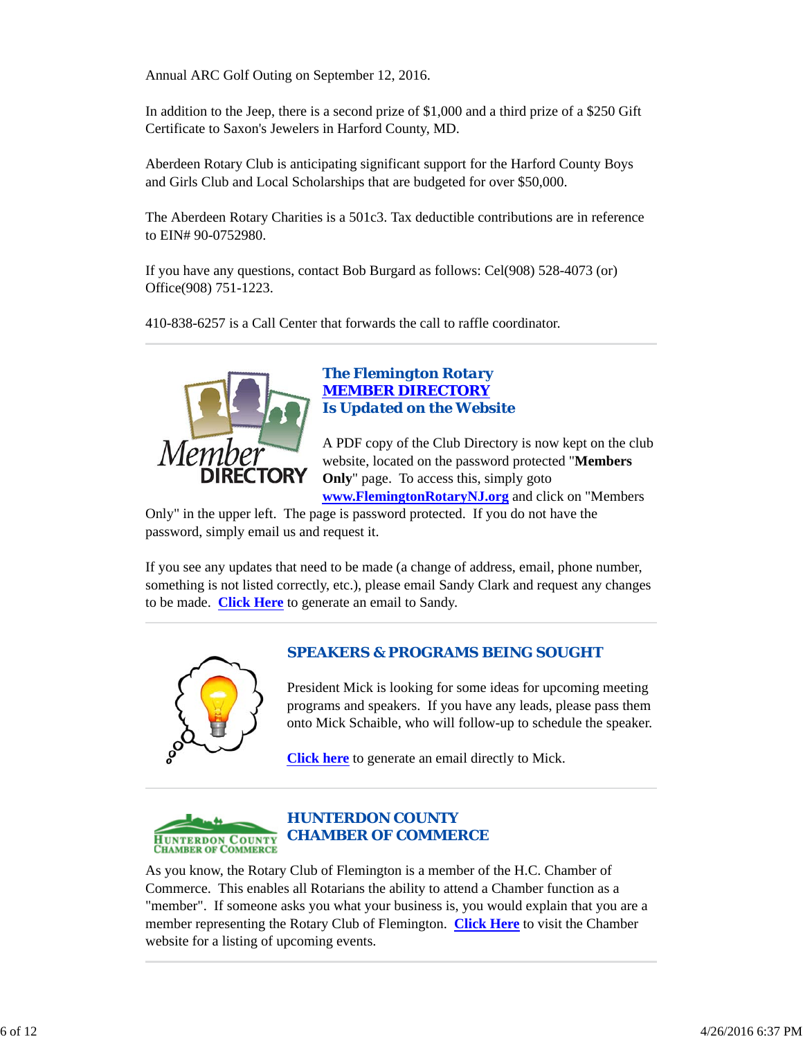Annual ARC Golf Outing on September 12, 2016.

In addition to the Jeep, there is a second prize of $1,000 and a third prize of a $250 Gift Certificate to Saxon's Jewelers in Harford County, MD.

Aberdeen Rotary Club is anticipating significant support for the Harford County Boys and Girls Club and Local Scholarships that are budgeted for over $50,000.

The Aberdeen Rotary Charities is a 501c3. Tax deductible contributions are in reference to EIN# 90-0752980.

If you have any questions, contact Bob Burgard as follows: Cel(908) 528-4073 (or) Office(908) 751-1223.

410-838-6257 is a Call Center that forwards the call to raffle coordinator.

---

## The Flemington Rotary MEMBER DIRECTORY Is Updated on the Website

A PDF copy of the Club Directory is now kept on the club website, located on the password protected "**Members Only**" page. To access this, simply goto **www.FlemingtonRotaryNJ.org** and click on "Members Only" in the upper left. The page is password protected. If you do not have the password, simply email us and request it.

If you see any updates that need to be made (a change of address, email, phone number, something is not listed correctly, etc.), please email Sandy Clark and request any changes to be made. **Click Here** to generate an email to Sandy.

---

## SPEAKERS & PROGRAMS BEING SOUGHT

President Mick is looking for some ideas for upcoming meeting programs and speakers. If you have any leads, please pass them onto Mick Schaible, who will follow-up to schedule the speaker.

**Click here** to generate an email directly to Mick.

---

## HUNTERDON COUNTY CHAMBER OF COMMERCE

As you know, the Rotary Club of Flemington is a member of the H.C. Chamber of Commerce. This enables all Rotarians the ability to attend a Chamber function as a "member". If someone asks you what your business is, you would explain that you are a member representing the Rotary Club of Flemington. **Click Here** to visit the Chamber website for a listing of upcoming events.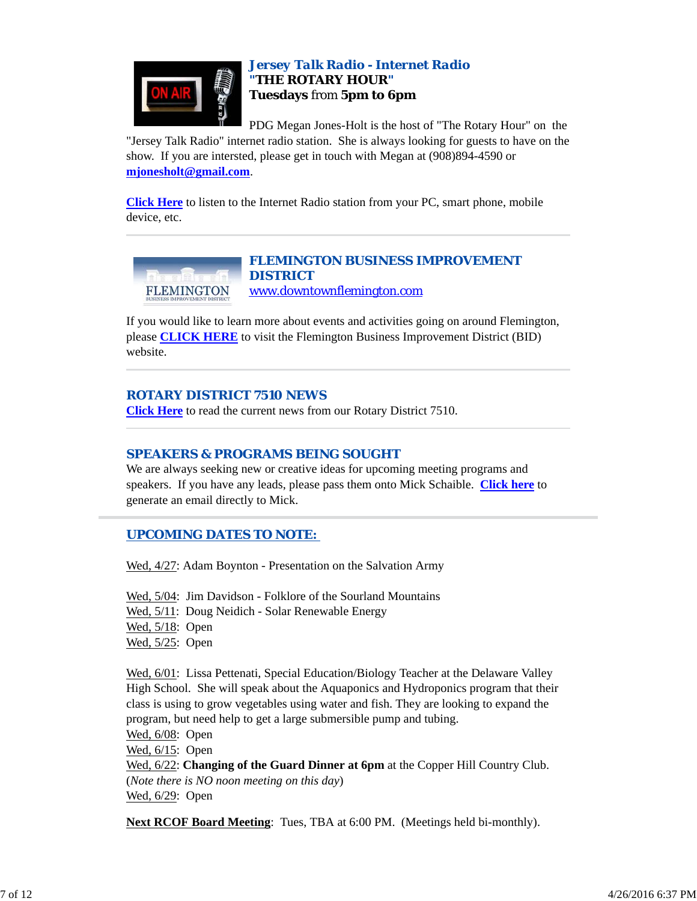### Jersey Talk Radio - Internet Radio

**"THE ROTARY HOUR"**

**Tuesdays** from **5pm to 6pm**

PDG Megan Jones-Holt is the host of "The Rotary Hour" on the "Jersey Talk Radio" internet radio station. She is always looking for guests to have on the show. If you are intersted, please get in touch with Megan at (908)894-4590 or **mjonesholt@gmail.com**.

**Click Here** to listen to the Internet Radio station from your PC, smart phone, mobile device, etc.

---

### FLEMINGTON BUSINESS IMPROVEMENT DISTRICT

www.downtownflemington.com

If you would like to learn more about events and activities going on around Flemington, please **CLICK HERE** to visit the Flemington Business Improvement District (BID) website.

---

### ROTARY DISTRICT 7510 NEWS

**Click Here** to read the current news from our Rotary District 7510.

---

### SPEAKERS & PROGRAMS BEING SOUGHT

We are always seeking new or creative ideas for upcoming meeting programs and speakers. If you have any leads, please pass them onto Mick Schaible. **Click here** to generate an email directly to Mick.

---

### UPCOMING DATES TO NOTE:

Wed, 4/27: Adam Boynton - Presentation on the Salvation Army

Wed, 5/04: Jim Davidson - Folklore of the Sourland Mountains
Wed, 5/11: Doug Neidich - Solar Renewable Energy
Wed, 5/18: Open
Wed, 5/25: Open

Wed, 6/01: Lissa Pettenati, Special Education/Biology Teacher at the Delaware Valley High School. She will speak about the Aquaponics and Hydroponics program that their class is using to grow vegetables using water and fish. They are looking to expand the program, but need help to get a large submersible pump and tubing.
Wed, 6/08: Open
Wed, 6/15: Open
Wed, 6/22: **Changing of the Guard Dinner at 6pm** at the Copper Hill Country Club. (*Note there is NO noon meeting on this day*)
Wed, 6/29: Open

**Next RCOF Board Meeting**: Tues, TBA at 6:00 PM. (Meetings held bi-monthly).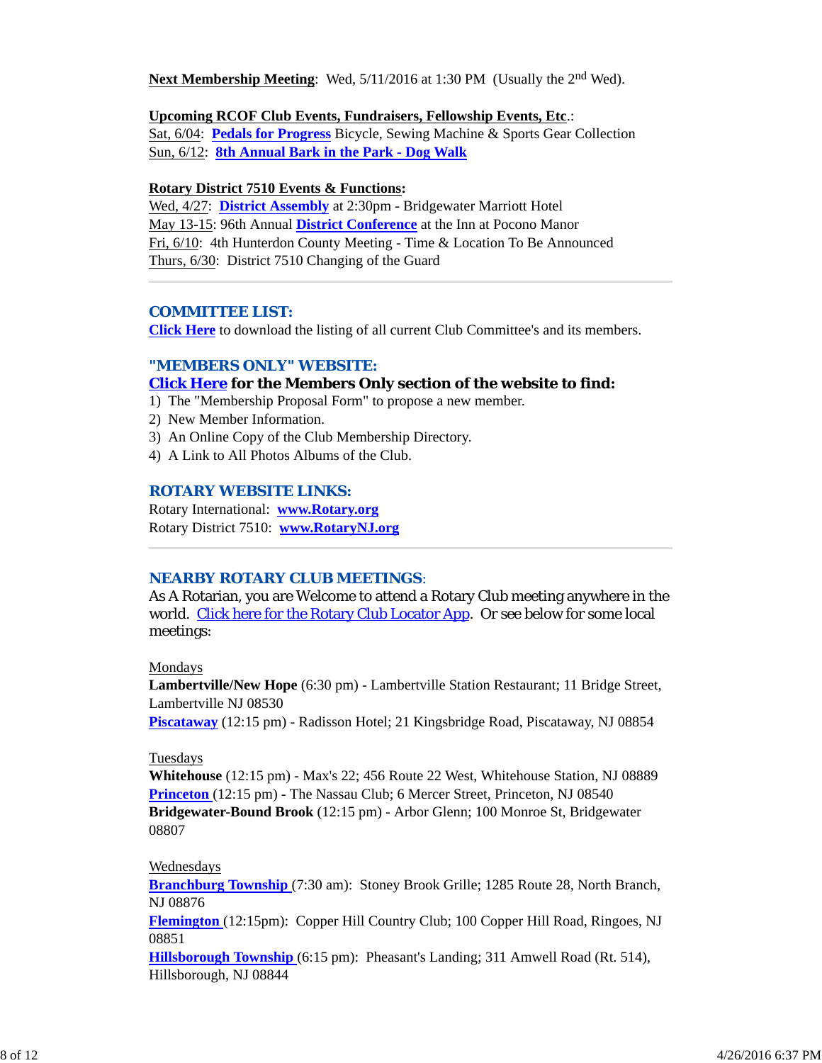**Next Membership Meeting**: Wed, 5/11/2016 at 1:30 PM (Usually the 2nd Wed).

**Upcoming RCOF Club Events, Fundraisers, Fellowship Events, Etc.**:
Sat, 6/04: **Pedals for Progress** Bicycle, Sewing Machine & Sports Gear Collection
Sun, 6/12: **8th Annual Bark in the Park - Dog Walk**

**Rotary District 7510 Events & Functions:**
Wed, 4/27: **District Assembly** at 2:30pm - Bridgewater Marriott Hotel
May 13-15: 96th Annual **District Conference** at the Inn at Pocono Manor
Fri, 6/10: 4th Hunterdon County Meeting - Time & Location To Be Announced
Thurs, 6/30: District 7510 Changing of the Guard

---

## COMMITTEE LIST:

**Click Here** to download the listing of all current Club Committee's and its members.

## "MEMBERS ONLY" WEBSITE:

**Click Here for the Members Only section of the website to find:**

1) The "Membership Proposal Form" to propose a new member.
2) New Member Information.
3) An Online Copy of the Club Membership Directory.
4) A Link to All Photos Albums of the Club.

## ROTARY WEBSITE LINKS:

Rotary International: **www.Rotary.org**
Rotary District 7510: **www.RotaryNJ.org**

---

## NEARBY ROTARY CLUB MEETINGS:

As A Rotarian, you are Welcome to attend a Rotary Club meeting anywhere in the world. Click here for the Rotary Club Locator App. Or see below for some local meetings:

Mondays
**Lambertville/New Hope** (6:30 pm) - Lambertville Station Restaurant; 11 Bridge Street, Lambertville NJ 08530
**Piscataway** (12:15 pm) - Radisson Hotel; 21 Kingsbridge Road, Piscataway, NJ 08854

Tuesdays
**Whitehouse** (12:15 pm) - Max's 22; 456 Route 22 West, Whitehouse Station, NJ 08889
**Princeton** (12:15 pm) - The Nassau Club; 6 Mercer Street, Princeton, NJ 08540
**Bridgewater-Bound Brook** (12:15 pm) - Arbor Glenn; 100 Monroe St, Bridgewater 08807

Wednesdays
**Branchburg Township** (7:30 am): Stoney Brook Grille; 1285 Route 28, North Branch, NJ 08876
**Flemington** (12:15pm): Copper Hill Country Club; 100 Copper Hill Road, Ringoes, NJ 08851
**Hillsborough Township** (6:15 pm): Pheasant's Landing; 311 Amwell Road (Rt. 514), Hillsborough, NJ 08844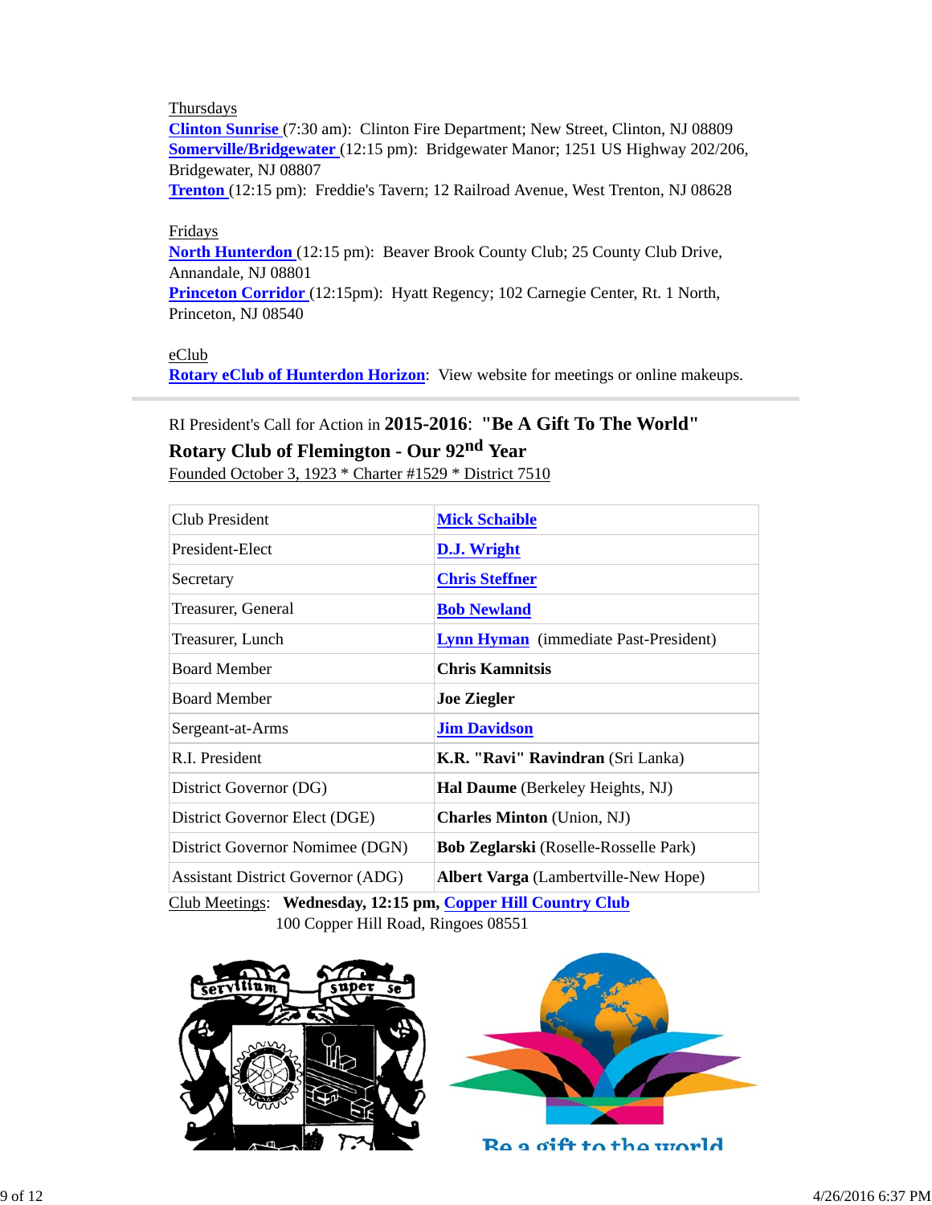Thursdays
**Clinton Sunrise** (7:30 am): Clinton Fire Department; New Street, Clinton, NJ 08809
**Somerville/Bridgewater** (12:15 pm): Bridgewater Manor; 1251 US Highway 202/206, Bridgewater, NJ 08807
**Trenton** (12:15 pm): Freddie's Tavern; 12 Railroad Avenue, West Trenton, NJ 08628

Fridays
**North Hunterdon** (12:15 pm): Beaver Brook County Club; 25 County Club Drive, Annandale, NJ 08801
**Princeton Corridor** (12:15pm): Hyatt Regency; 102 Carnegie Center, Rt. 1 North, Princeton, NJ 08540

eClub
**Rotary eClub of Hunterdon Horizon**: View website for meetings or online makeups.

---

RI President's Call for Action in **2015-2016**: **"Be A Gift To The World"**

**Rotary Club of Flemington - Our 92$^{nd}$ Year**

Founded October 3, 1923 * Charter #1529 * District 7510

| | |
|---|---|
| Club President | **Mick Schaible** |
| President-Elect | **D.J. Wright** |
| Secretary | **Chris Steffner** |
| Treasurer, General | **Bob Newland** |
| Treasurer, Lunch | **Lynn Hyman** (immediate Past-President) |
| Board Member | **Chris Kamnitsis** |
| Board Member | **Joe Ziegler** |
| Sergeant-at-Arms | **Jim Davidson** |
| R.I. President | **K.R. "Ravi" Ravindran** (Sri Lanka) |
| District Governor (DG) | **Hal Daume** (Berkeley Heights, NJ) |
| District Governor Elect (DGE) | **Charles Minton** (Union, NJ) |
| District Governor Nominee (DGN) | **Bob Zeglarski** (Roselle-Rosselle Park) |
| Assistant District Governor (ADG) | **Albert Varga** (Lambertville-New Hope) |

Club Meetings: **Wednesday, 12:15 pm, Copper Hill Country Club**
100 Copper Hill Road, Ringoes 08551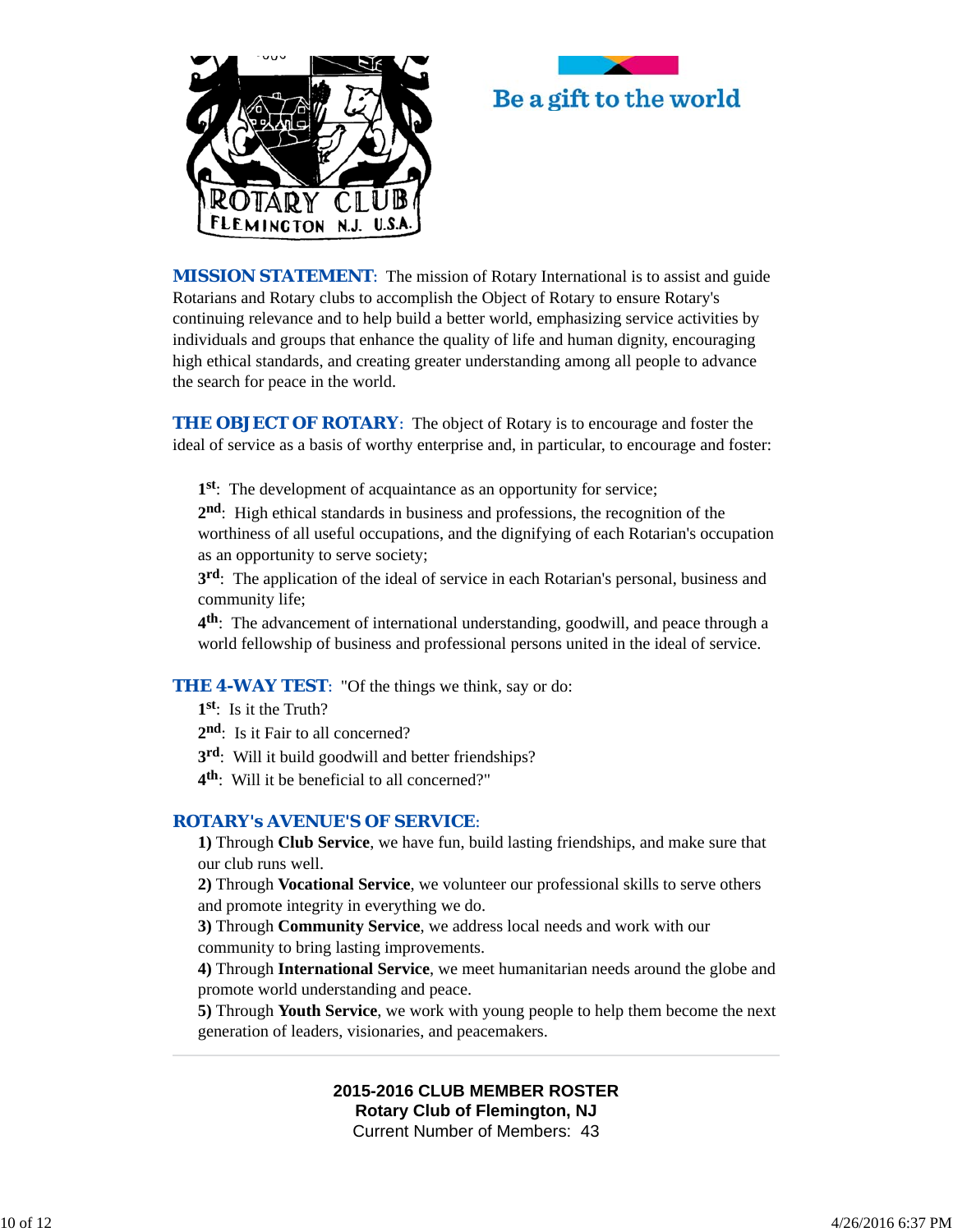ROTARY CLUB FLEMINGTON N.J. U.S.A.

Be a gift to the world

**MISSION STATEMENT**: The mission of Rotary International is to assist and guide Rotarians and Rotary clubs to accomplish the Object of Rotary to ensure Rotary's continuing relevance and to help build a better world, emphasizing service activities by individuals and groups that enhance the quality of life and human dignity, encouraging high ethical standards, and creating greater understanding among all people to advance the search for peace in the world.

**THE OBJECT OF ROTARY**: The object of Rotary is to encourage and foster the ideal of service as a basis of worthy enterprise and, in particular, to encourage and foster:

**1st**: The development of acquaintance as an opportunity for service;
**2nd**: High ethical standards in business and professions, the recognition of the worthiness of all useful occupations, and the dignifying of each Rotarian's occupation as an opportunity to serve society;
**3rd**: The application of the ideal of service in each Rotarian's personal, business and community life;
**4th**: The advancement of international understanding, goodwill, and peace through a world fellowship of business and professional persons united in the ideal of service.

**THE 4-WAY TEST**: "Of the things we think, say or do:
**1st**: Is it the Truth?
**2nd**: Is it Fair to all concerned?
**3rd**: Will it build goodwill and better friendships?
**4th**: Will it be beneficial to all concerned?"

**ROTARY's AVENUE'S OF SERVICE**:
**1)** Through **Club Service**, we have fun, build lasting friendships, and make sure that our club runs well.
**2)** Through **Vocational Service**, we volunteer our professional skills to serve others and promote integrity in everything we do.
**3)** Through **Community Service**, we address local needs and work with our community to bring lasting improvements.
**4)** Through **International Service**, we meet humanitarian needs around the globe and promote world understanding and peace.
**5)** Through **Youth Service**, we work with young people to help them become the next generation of leaders, visionaries, and peacemakers.

---

**2015-2016 CLUB MEMBER ROSTER**
**Rotary Club of Flemington, NJ**
Current Number of Members: 43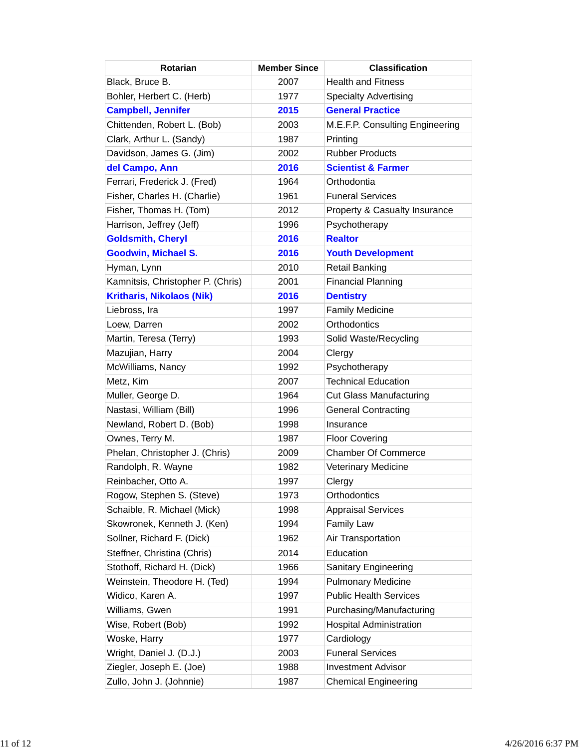| Rotarian | Member Since | Classification |
|---|---|---|
| Black, Bruce B. | 2007 | Health and Fitness |
| Bohler, Herbert C. (Herb) | 1977 | Specialty Advertising |
| **Campbell, Jennifer** | **2015** | **General Practice** |
| Chittenden, Robert L. (Bob) | 2003 | M.E.F.P. Consulting Engineering |
| Clark, Arthur L. (Sandy) | 1987 | Printing |
| Davidson, James G. (Jim) | 2002 | Rubber Products |
| **del Campo, Ann** | **2016** | **Scientist & Farmer** |
| Ferrari, Frederick J. (Fred) | 1964 | Orthodontia |
| Fisher, Charles H. (Charlie) | 1961 | Funeral Services |
| Fisher, Thomas H. (Tom) | 2012 | Property & Casualty Insurance |
| Harrison, Jeffrey (Jeff) | 1996 | Psychotherapy |
| **Goldsmith, Cheryl** | **2016** | **Realtor** |
| **Goodwin, Michael S.** | **2016** | **Youth Development** |
| Hyman, Lynn | 2010 | Retail Banking |
| Kamnitsis, Christopher P. (Chris) | 2001 | Financial Planning |
| **Kritharis, Nikolaos (Nik)** | **2016** | **Dentistry** |
| Liebross, Ira | 1997 | Family Medicine |
| Loew, Darren | 2002 | Orthodontics |
| Martin, Teresa (Terry) | 1993 | Solid Waste/Recycling |
| Mazujian, Harry | 2004 | Clergy |
| McWilliams, Nancy | 1992 | Psychotherapy |
| Metz, Kim | 2007 | Technical Education |
| Muller, George D. | 1964 | Cut Glass Manufacturing |
| Nastasi, William (Bill) | 1996 | General Contracting |
| Newland, Robert D. (Bob) | 1998 | Insurance |
| Ownes, Terry M. | 1987 | Floor Covering |
| Phelan, Christopher J. (Chris) | 2009 | Chamber Of Commerce |
| Randolph, R. Wayne | 1982 | Veterinary Medicine |
| Reinbacher, Otto A. | 1997 | Clergy |
| Rogow, Stephen S. (Steve) | 1973 | Orthodontics |
| Schaible, R. Michael (Mick) | 1998 | Appraisal Services |
| Skowronek, Kenneth J. (Ken) | 1994 | Family Law |
| Sollner, Richard F. (Dick) | 1962 | Air Transportation |
| Steffner, Christina (Chris) | 2014 | Education |
| Stothoff, Richard H. (Dick) | 1966 | Sanitary Engineering |
| Weinstein, Theodore H. (Ted) | 1994 | Pulmonary Medicine |
| Widico, Karen A. | 1997 | Public Health Services |
| Williams, Gwen | 1991 | Purchasing/Manufacturing |
| Wise, Robert (Bob) | 1992 | Hospital Administration |
| Woske, Harry | 1977 | Cardiology |
| Wright, Daniel J. (D.J.) | 2003 | Funeral Services |
| Ziegler, Joseph E. (Joe) | 1988 | Investment Advisor |
| Zullo, John J. (Johnnie) | 1987 | Chemical Engineering |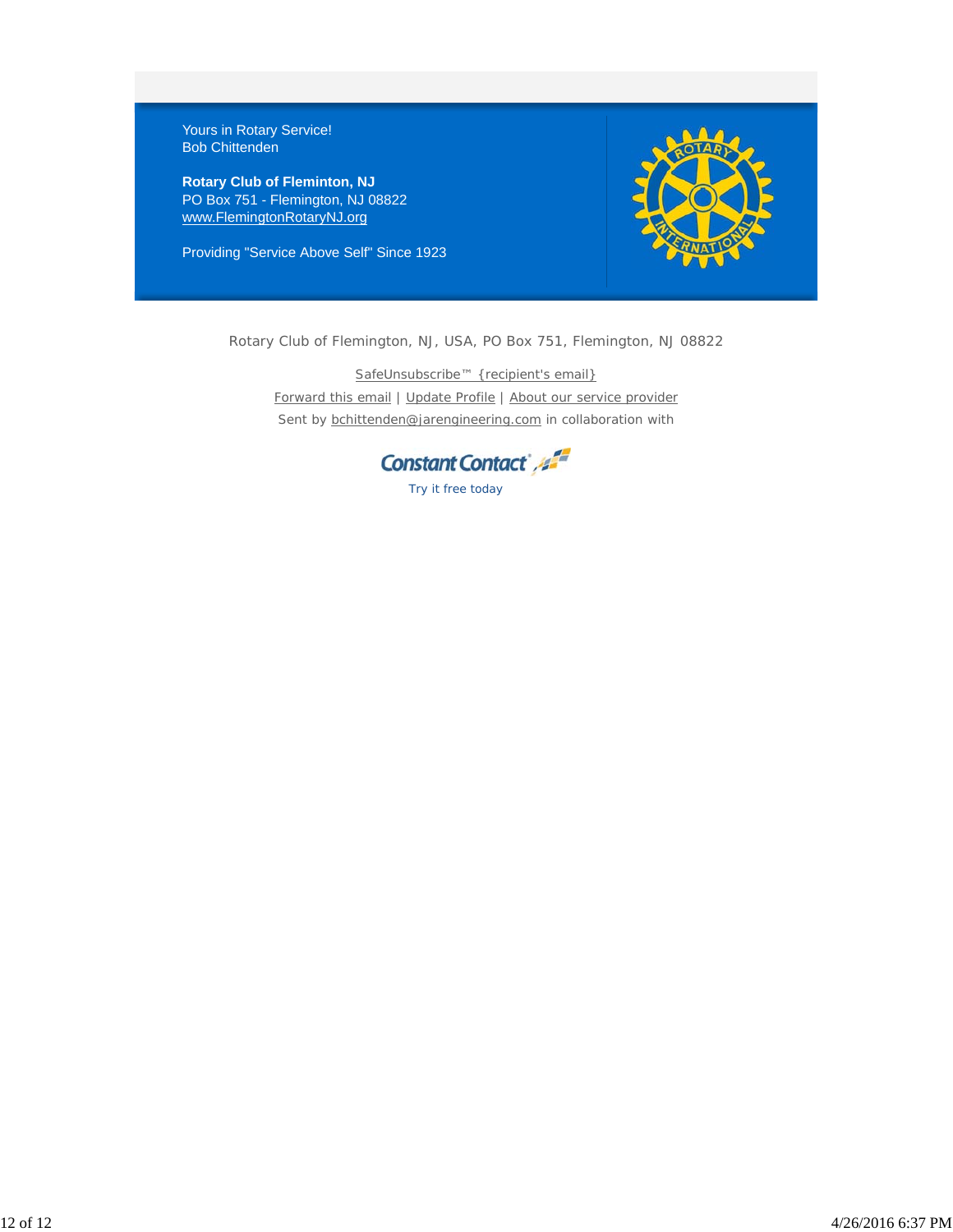Yours in Rotary Service!
Bob Chittenden

**Rotary Club of Fleminton, NJ**
PO Box 751 - Flemington, NJ 08822
www.FlemingtonRotaryNJ.org

Providing "Service Above Self" Since 1923

Rotary Club of Flemington, NJ, USA, PO Box 751, Flemington, NJ 08822

SafeUnsubscribe™ {recipient's email}

Forward this email | Update Profile | About our service provider

Sent by bchittenden@jarengineering.com in collaboration with

Constant Contact

Try it free today